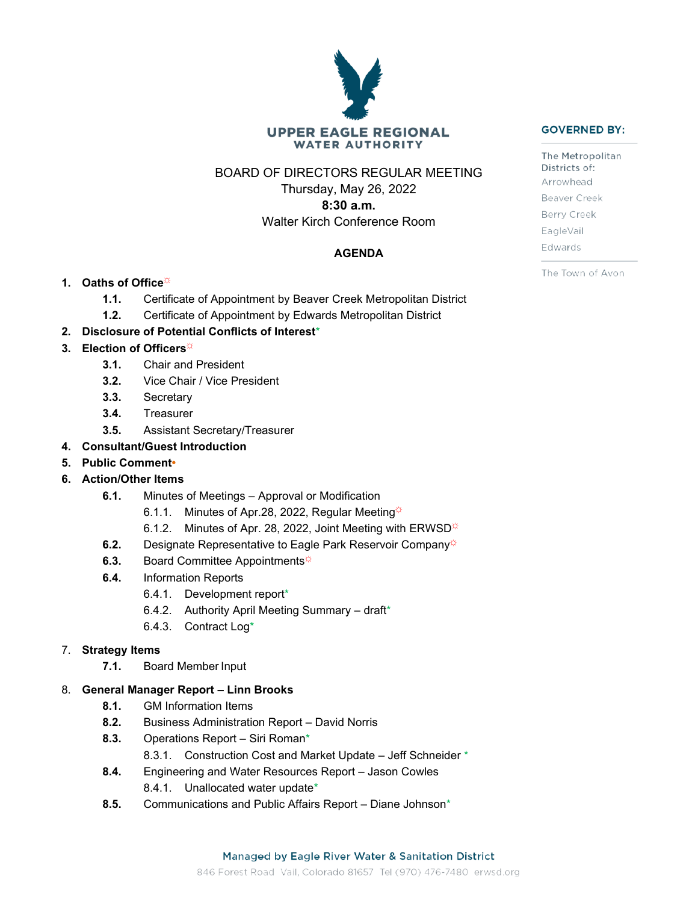# UPPER EAGLE REGIONAL WATER AUTHORITY

**GOVERNED BY:**

The Metropolitan Districts of:
Arrowhead
Beaver Creek
Berry Creek
EagleVail
Edwards

The Town of Avon

BOARD OF DIRECTORS REGULAR MEETING
Thursday, May 26, 2022
**8:30 a.m.**
Walter Kirch Conference Room

**AGENDA**

1. **Oaths of Office**☼
   - **1.1.** Certificate of Appointment by Beaver Creek Metropolitan District
   - **1.2.** Certificate of Appointment by Edwards Metropolitan District
2. **Disclosure of Potential Conflicts of Interest***
3. **Election of Officers**☼
   - **3.1.** Chair and President
   - **3.2.** Vice Chair / Vice President
   - **3.3.** Secretary
   - **3.4.** Treasurer
   - **3.5.** Assistant Secretary/Treasurer
4. **Consultant/Guest Introduction**
5. **Public Comment**•
6. **Action/Other Items**
   - **6.1.** Minutes of Meetings – Approval or Modification
     - 6.1.1. Minutes of Apr.28, 2022, Regular Meeting☼
     - 6.1.2. Minutes of Apr. 28, 2022, Joint Meeting with ERWSD☼
   - **6.2.** Designate Representative to Eagle Park Reservoir Company☼
   - **6.3.** Board Committee Appointments☼
   - **6.4.** Information Reports
     - 6.4.1. Development report*
     - 6.4.2. Authority April Meeting Summary – draft*
     - 6.4.3. Contract Log*
7. **Strategy Items**
   - **7.1.** Board Member Input
8. **General Manager Report – Linn Brooks**
   - **8.1.** GM Information Items
   - **8.2.** Business Administration Report – David Norris
   - **8.3.** Operations Report – Siri Roman*
     - 8.3.1. Construction Cost and Market Update – Jeff Schneider *
   - **8.4.** Engineering and Water Resources Report – Jason Cowles
     - 8.4.1. Unallocated water update*
   - **8.5.** Communications and Public Affairs Report – Diane Johnson*

Managed by Eagle River Water & Sanitation District
846 Forest Road Vail, Colorado 81657 Tel (970) 476-7480 erwsd.org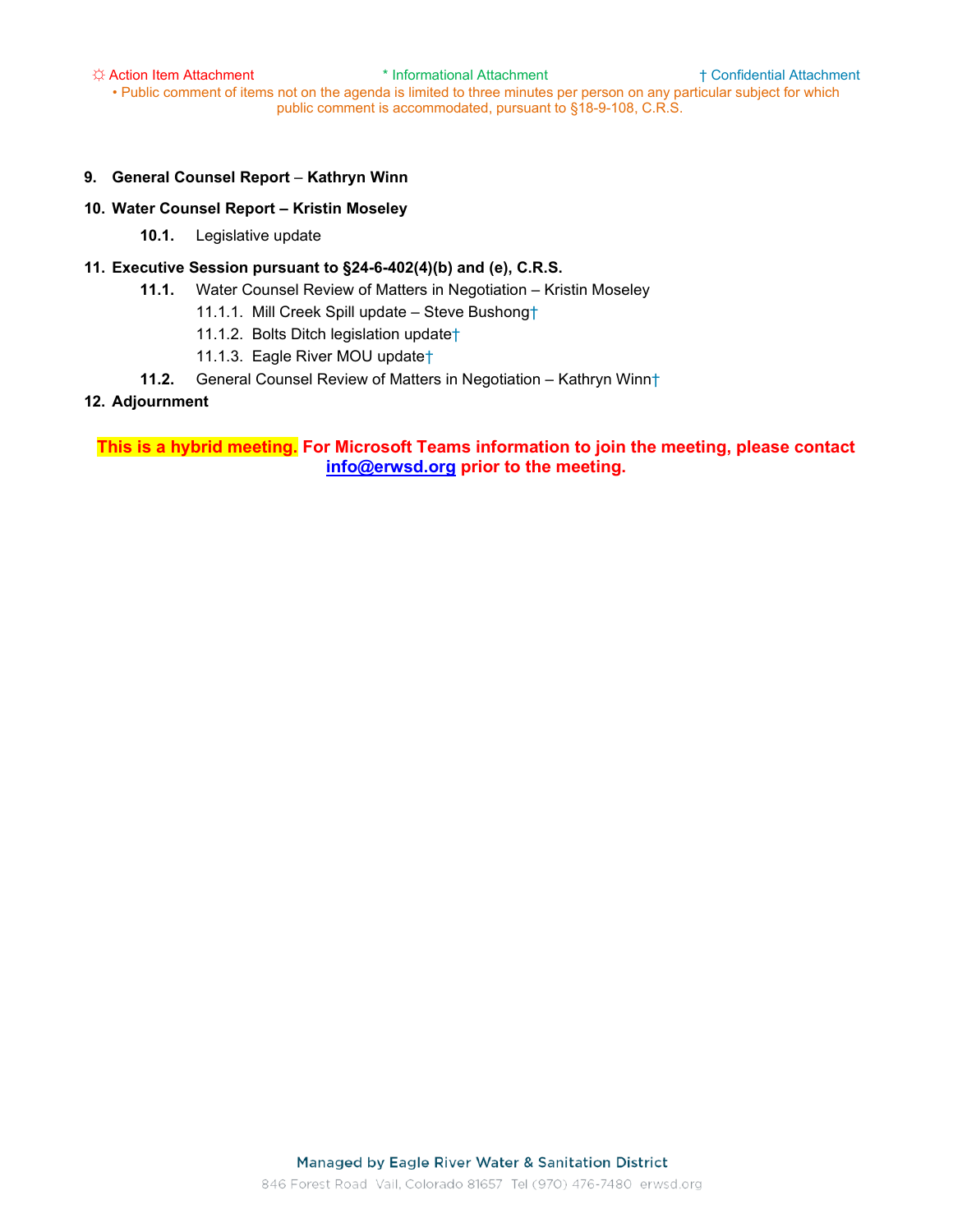☼ Action Item Attachment * Informational Attachment † Confidential Attachment

• Public comment of items not on the agenda is limited to three minutes per person on any particular subject for which public comment is accommodated, pursuant to §18-9-108, C.R.S.

**9. General Counsel Report – Kathryn Winn**

**10. Water Counsel Report – Kristin Moseley**

- **10.1.** Legislative update

**11. Executive Session pursuant to §24-6-402(4)(b) and (e), C.R.S.**

- **11.1.** Water Counsel Review of Matters in Negotiation – Kristin Moseley
  - 11.1.1. Mill Creek Spill update – Steve Bushong†
  - 11.1.2. Bolts Ditch legislation update†
  - 11.1.3. Eagle River MOU update†
- **11.2.** General Counsel Review of Matters in Negotiation – Kathryn Winn†

**12. Adjournment**

**This is a hybrid meeting. For Microsoft Teams information to join the meeting, please contact info@erwsd.org prior to the meeting.**

Managed by Eagle River Water & Sanitation District
846 Forest Road Vail, Colorado 81657 Tel (970) 476-7480 erwsd.org